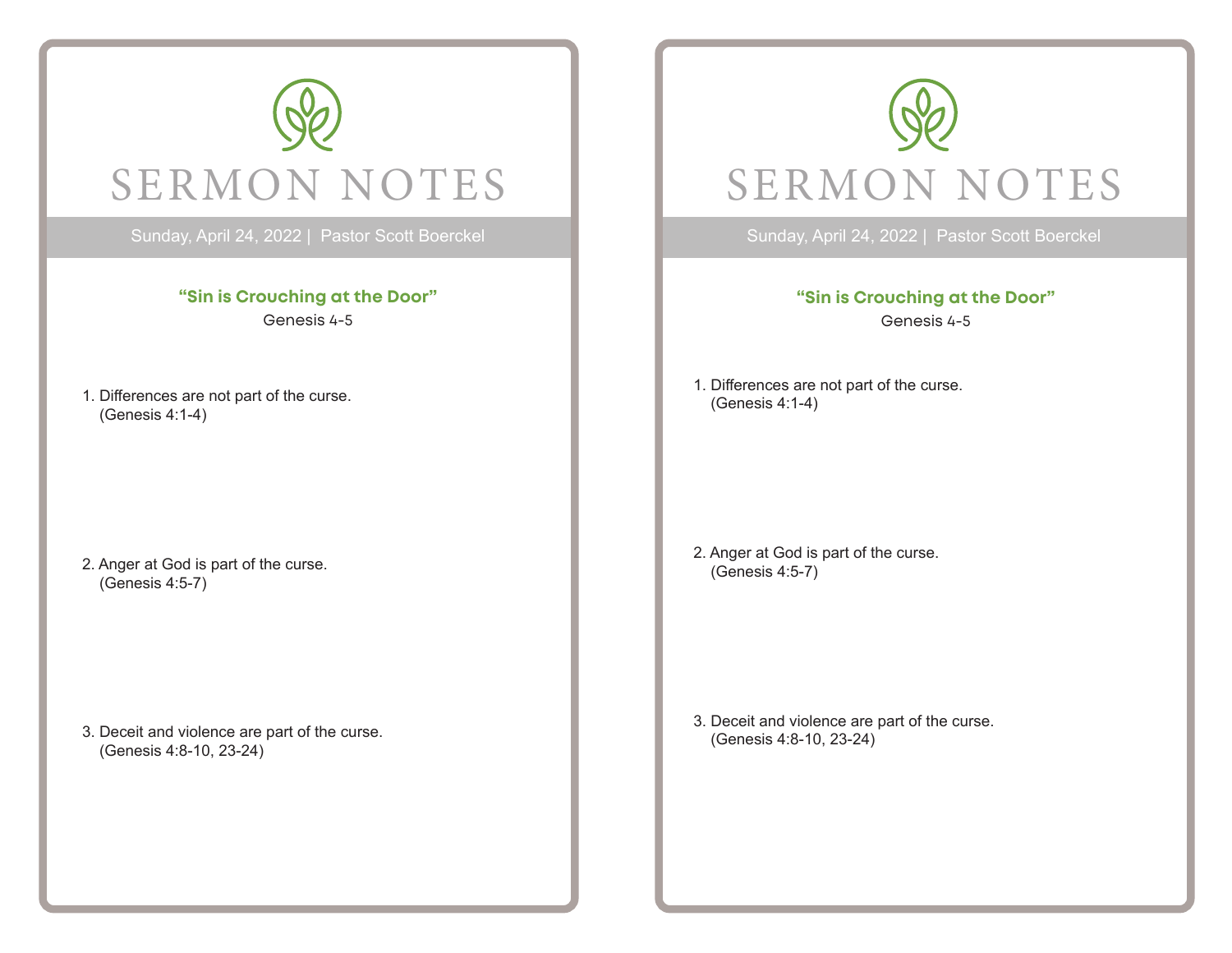# SERMON NOTES

Sunday, April 24, 2022 | Pastor Scott Boerckel

## "Sin is Crouching at the Door"

Genesis 4-5

1. Differences are not part of the curse.
   (Genesis 4:1-4)

2. Anger at God is part of the curse.
   (Genesis 4:5-7)

3. Deceit and violence are part of the curse.
   (Genesis 4:8-10, 23-24)

# SERMON NOTES

Sunday, April 24, 2022 | Pastor Scott Boerckel

## "Sin is Crouching at the Door"

Genesis 4-5

1. Differences are not part of the curse.
   (Genesis 4:1-4)

2. Anger at God is part of the curse.
   (Genesis 4:5-7)

3. Deceit and violence are part of the curse.
   (Genesis 4:8-10, 23-24)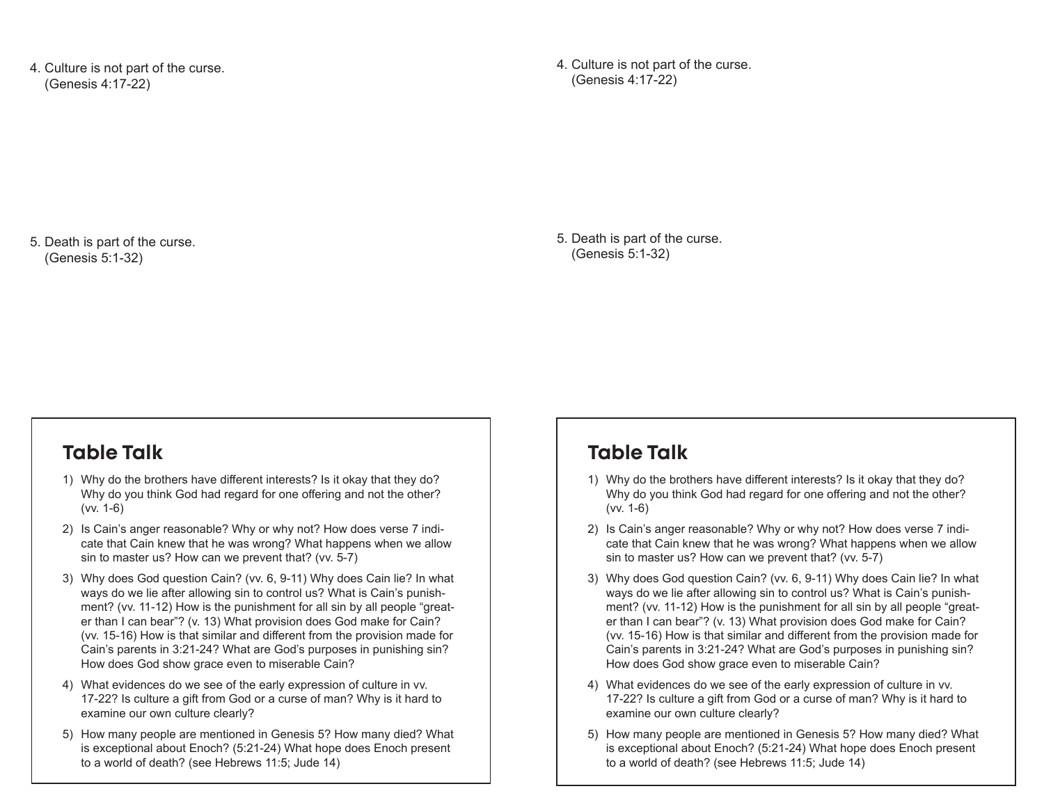4. Culture is not part of the curse.
   (Genesis 4:17-22)

5. Death is part of the curse.
   (Genesis 5:1-32)

## Table Talk

1) Why do the brothers have different interests? Is it okay that they do? Why do you think God had regard for one offering and not the other? (vv. 1-6)
2) Is Cain's anger reasonable? Why or why not? How does verse 7 indicate that Cain knew that he was wrong? What happens when we allow sin to master us? How can we prevent that? (vv. 5-7)
3) Why does God question Cain? (vv. 6, 9-11) Why does Cain lie? In what ways do we lie after allowing sin to control us? What is Cain's punishment? (vv. 11-12) How is the punishment for all sin by all people "greater than I can bear"? (v. 13) What provision does God make for Cain? (vv. 15-16) How is that similar and different from the provision made for Cain's parents in 3:21-24? What are God's purposes in punishing sin? How does God show grace even to miserable Cain?
4) What evidences do we see of the early expression of culture in vv. 17-22? Is culture a gift from God or a curse of man? Why is it hard to examine our own culture clearly?
5) How many people are mentioned in Genesis 5? How many died? What is exceptional about Enoch? (5:21-24) What hope does Enoch present to a world of death? (see Hebrews 11:5; Jude 14)

4. Culture is not part of the curse.
   (Genesis 4:17-22)

5. Death is part of the curse.
   (Genesis 5:1-32)

## Table Talk

1) Why do the brothers have different interests? Is it okay that they do? Why do you think God had regard for one offering and not the other? (vv. 1-6)
2) Is Cain's anger reasonable? Why or why not? How does verse 7 indicate that Cain knew that he was wrong? What happens when we allow sin to master us? How can we prevent that? (vv. 5-7)
3) Why does God question Cain? (vv. 6, 9-11) Why does Cain lie? In what ways do we lie after allowing sin to control us? What is Cain's punishment? (vv. 11-12) How is the punishment for all sin by all people "greater than I can bear"? (v. 13) What provision does God make for Cain? (vv. 15-16) How is that similar and different from the provision made for Cain's parents in 3:21-24? What are God's purposes in punishing sin? How does God show grace even to miserable Cain?
4) What evidences do we see of the early expression of culture in vv. 17-22? Is culture a gift from God or a curse of man? Why is it hard to examine our own culture clearly?
5) How many people are mentioned in Genesis 5? How many died? What is exceptional about Enoch? (5:21-24) What hope does Enoch present to a world of death? (see Hebrews 11:5; Jude 14)